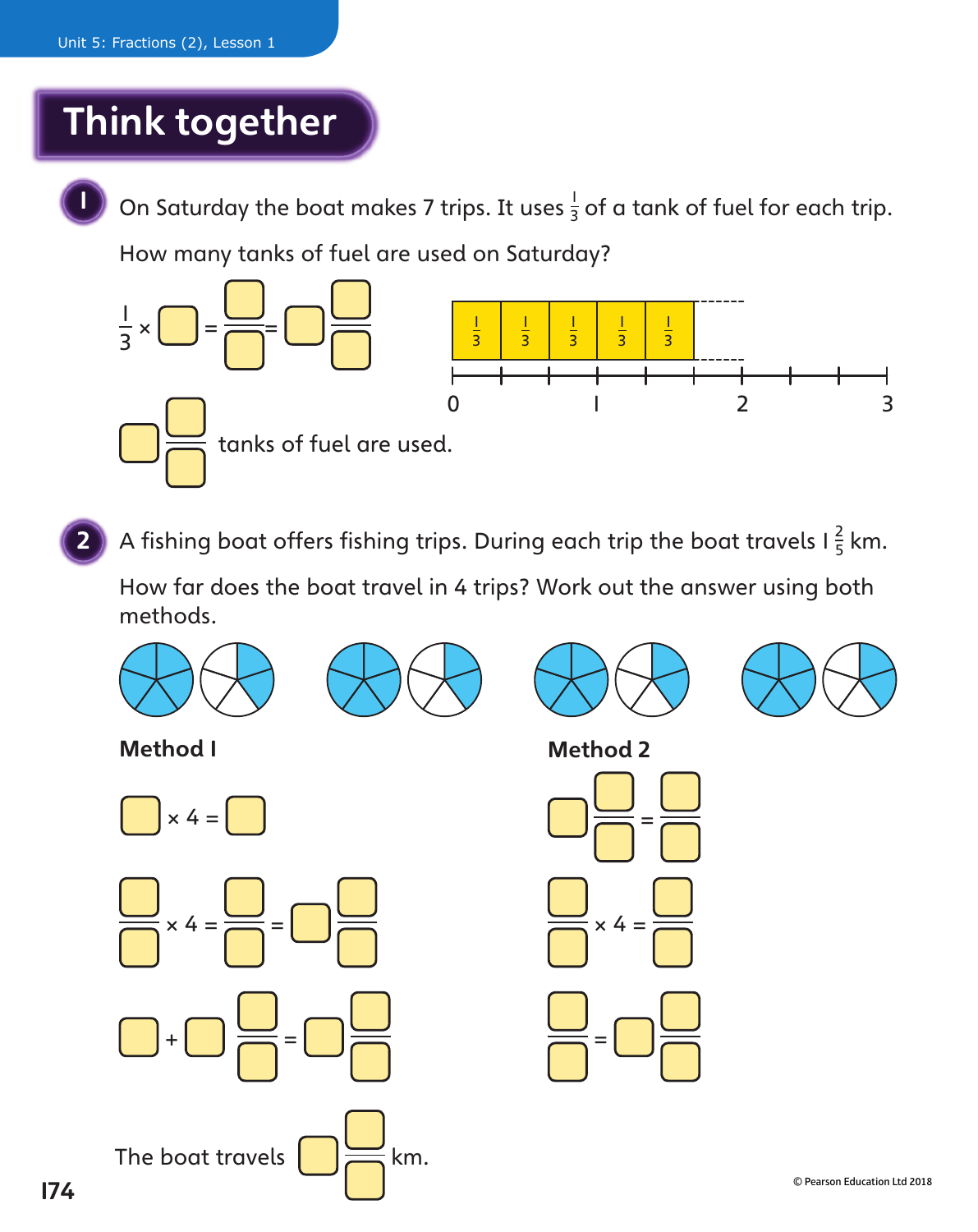# Think together

**1** On Saturday the boat makes 7 trips. It uses $\frac{1}{3}$ of a tank of fuel for each trip.

How many tanks of fuel are used on Saturday?

$\frac{1}{3} \times \square = \frac{\square}{\square} = \square\frac{\square}{\square}$

| $\frac{1}{3}$ | $\frac{1}{3}$ | $\frac{1}{3}$ | $\frac{1}{3}$ | $\frac{1}{3}$ |
|---|---|---|---|---|

0 1 2 3

$\square\frac{\square}{\square}$ tanks of fuel are used.

**2** A fishing boat offers fishing trips. During each trip the boat travels $1\frac{2}{5}$ km.

How far does the boat travel in 4 trips? Work out the answer using both methods.

**Method 1**

$\square \times 4 = \square$

$\frac{\square}{\square} \times 4 = \frac{\square}{\square} = \square\frac{\square}{\square}$

$\square + \square\frac{\square}{\square} = \square\frac{\square}{\square}$

**Method 2**

$\square\frac{\square}{\square} = \frac{\square}{\square}$

$\frac{\square}{\square} \times 4 = \frac{\square}{\square}$

$\frac{\square}{\square} = \square\frac{\square}{\square}$

The boat travels $\square\frac{\square}{\square}$ km.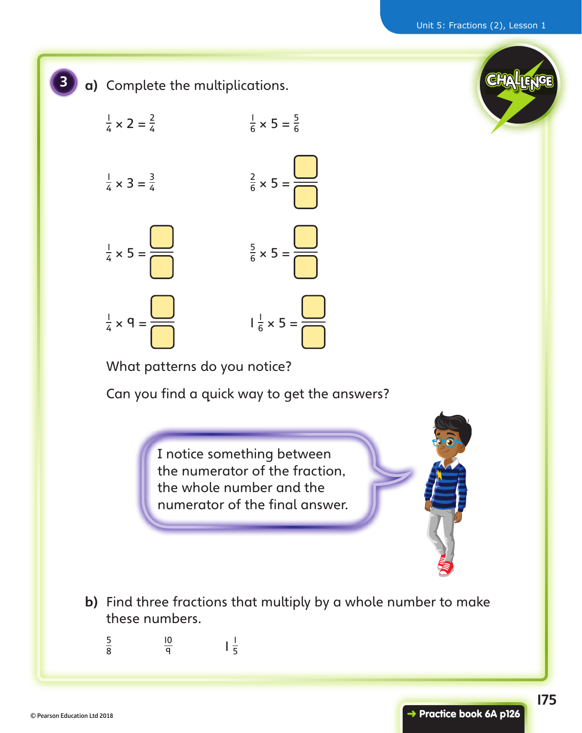3 **a)** Complete the multiplications.

**CHALLENGE**

$\frac{1}{4} \times 2 = \frac{2}{4}$

$\frac{1}{6} \times 5 = \frac{5}{6}$

$\frac{1}{4} \times 3 = \frac{3}{4}$

$\frac{2}{6} \times 5 = \frac{\square}{\square}$

$\frac{1}{4} \times 5 = \frac{\square}{\square}$

$\frac{5}{6} \times 5 = \frac{\square}{\square}$

$\frac{1}{4} \times 9 = \frac{\square}{\square}$

$1\frac{1}{6} \times 5 = \frac{\square}{\square}$

What patterns do you notice?

Can you find a quick way to get the answers?

> I notice something between the numerator of the fraction, the whole number and the numerator of the final answer.

**b)** Find three fractions that multiply by a whole number to make these numbers.

$\frac{5}{8}$ $\qquad$ $\frac{10}{9}$ $\qquad$ $1\frac{1}{5}$

→ Practice book 6A p126